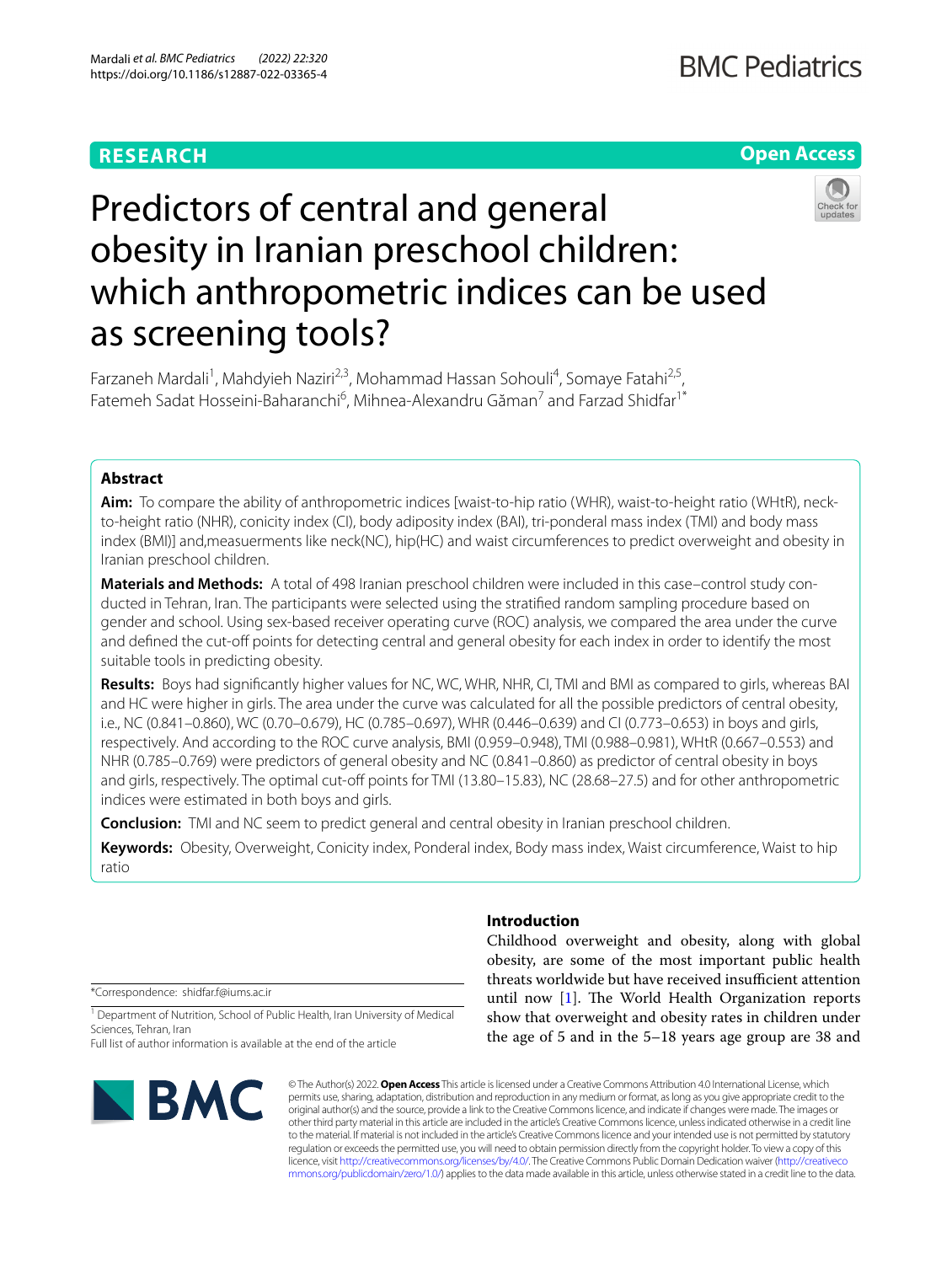# Predictors of central and general obesity in Iranian preschool children: which anthropometric indices can be used as screening tools?

Farzaneh Mardali[1], Mahdyieh Naziri[2,3], Mohammad Hassan Sohouli[4], Somaye Fatahi[2,5], Fatemeh Sadat Hosseini-Baharanchi[6], Mihnea-Alexandru Găman[7] and Farzad Shidfar[1*]

## Abstract

**Aim:** To compare the ability of anthropometric indices [waist-to-hip ratio (WHR), waist-to-height ratio (WHtR), neck-to-height ratio (NHR), conicity index (CI), body adiposity index (BAI), tri-ponderal mass index (TMI) and body mass index (BMI)] and,measuerments like neck(NC), hip(HC) and waist circumferences to predict overweight and obesity in Iranian preschool children.

**Materials and Methods:** A total of 498 Iranian preschool children were included in this case–control study conducted in Tehran, Iran. The participants were selected using the stratified random sampling procedure based on gender and school. Using sex-based receiver operating curve (ROC) analysis, we compared the area under the curve and defined the cut-off points for detecting central and general obesity for each index in order to identify the most suitable tools in predicting obesity.

**Results:** Boys had significantly higher values for NC, WC, WHR, NHR, CI, TMI and BMI as compared to girls, whereas BAI and HC were higher in girls. The area under the curve was calculated for all the possible predictors of central obesity, i.e., NC (0.841–0.860), WC (0.70–0.679), HC (0.785–0.697), WHR (0.446–0.639) and CI (0.773–0.653) in boys and girls, respectively. And according to the ROC curve analysis, BMI (0.959–0.948), TMI (0.988–0.981), WHtR (0.667–0.553) and NHR (0.785–0.769) were predictors of general obesity and NC (0.841–0.860) as predictor of central obesity in boys and girls, respectively. The optimal cut-off points for TMI (13.80–15.83), NC (28.68–27.5) and for other anthropometric indices were estimated in both boys and girls.

**Conclusion:** TMI and NC seem to predict general and central obesity in Iranian preschool children.

**Keywords:** Obesity, Overweight, Conicity index, Ponderal index, Body mass index, Waist circumference, Waist to hip ratio

## Introduction

Childhood overweight and obesity, along with global obesity, are some of the most important public health threats worldwide but have received insufficient attention until now [1]. The World Health Organization reports show that overweight and obesity rates in children under the age of 5 and in the 5–18 years age group are 38 and

*Correspondence: shidfar.f@iums.ac.ir

[1] Department of Nutrition, School of Public Health, Iran University of Medical Sciences, Tehran, Iran

Full list of author information is available at the end of the article

© The Author(s) 2022. **Open Access** This article is licensed under a Creative Commons Attribution 4.0 International License, which permits use, sharing, adaptation, distribution and reproduction in any medium or format, as long as you give appropriate credit to the original author(s) and the source, provide a link to the Creative Commons licence, and indicate if changes were made. The images or other third party material in this article are included in the article's Creative Commons licence, unless indicated otherwise in a credit line to the material. If material is not included in the article's Creative Commons licence and your intended use is not permitted by statutory regulation or exceeds the permitted use, you will need to obtain permission directly from the copyright holder. To view a copy of this licence, visit http://creativecommons.org/licenses/by/4.0/. The Creative Commons Public Domain Dedication waiver (http://creativecommons.org/publicdomain/zero/1.0/) applies to the data made available in this article, unless otherwise stated in a credit line to the data.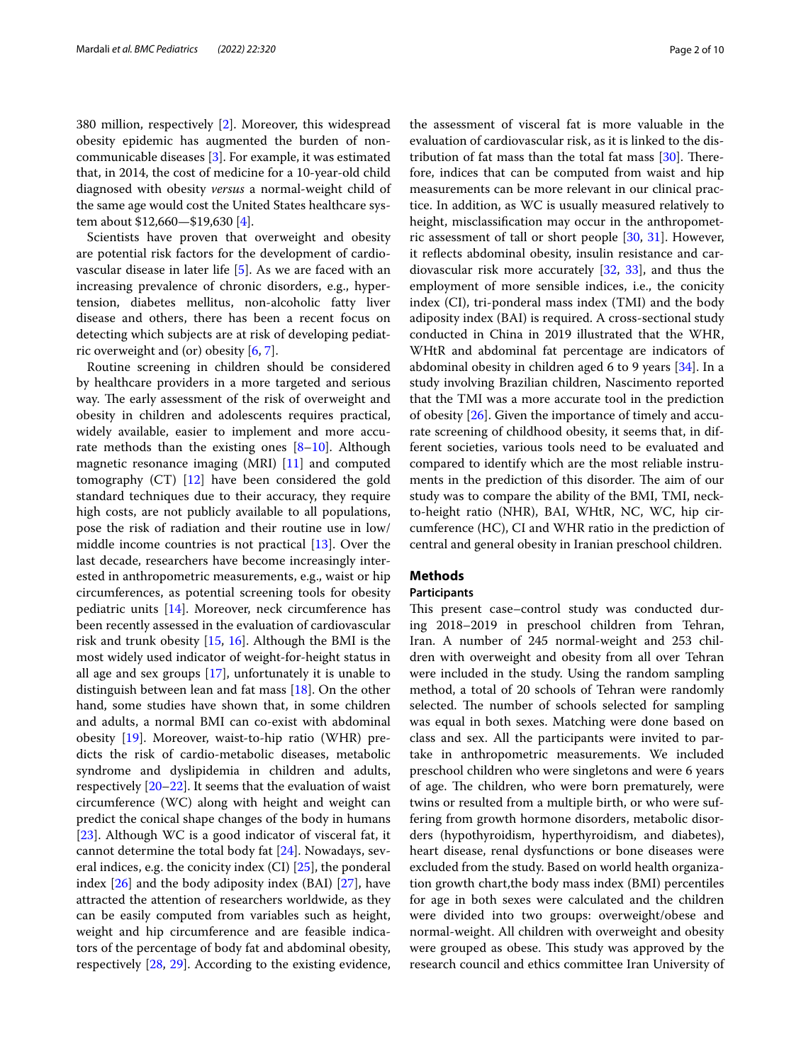380 million, respectively [2]. Moreover, this widespread obesity epidemic has augmented the burden of non-communicable diseases [3]. For example, it was estimated that, in 2014, the cost of medicine for a 10-year-old child diagnosed with obesity *versus* a normal-weight child of the same age would cost the United States healthcare system about $12,660—$19,630 [4].

Scientists have proven that overweight and obesity are potential risk factors for the development of cardiovascular disease in later life [5]. As we are faced with an increasing prevalence of chronic disorders, e.g., hypertension, diabetes mellitus, non-alcoholic fatty liver disease and others, there has been a recent focus on detecting which subjects are at risk of developing pediatric overweight and (or) obesity [6, 7].

Routine screening in children should be considered by healthcare providers in a more targeted and serious way. The early assessment of the risk of overweight and obesity in children and adolescents requires practical, widely available, easier to implement and more accurate methods than the existing ones [8–10]. Although magnetic resonance imaging (MRI) [11] and computed tomography (CT) [12] have been considered the gold standard techniques due to their accuracy, they require high costs, are not publicly available to all populations, pose the risk of radiation and their routine use in low/middle income countries is not practical [13]. Over the last decade, researchers have become increasingly interested in anthropometric measurements, e.g., waist or hip circumferences, as potential screening tools for obesity pediatric units [14]. Moreover, neck circumference has been recently assessed in the evaluation of cardiovascular risk and trunk obesity [15, 16]. Although the BMI is the most widely used indicator of weight-for-height status in all age and sex groups [17], unfortunately it is unable to distinguish between lean and fat mass [18]. On the other hand, some studies have shown that, in some children and adults, a normal BMI can co-exist with abdominal obesity [19]. Moreover, waist-to-hip ratio (WHR) predicts the risk of cardio-metabolic diseases, metabolic syndrome and dyslipidemia in children and adults, respectively [20–22]. It seems that the evaluation of waist circumference (WC) along with height and weight can predict the conical shape changes of the body in humans [23]. Although WC is a good indicator of visceral fat, it cannot determine the total body fat [24]. Nowadays, several indices, e.g. the conicity index (CI) [25], the ponderal index [26] and the body adiposity index (BAI) [27], have attracted the attention of researchers worldwide, as they can be easily computed from variables such as height, weight and hip circumference and are feasible indicators of the percentage of body fat and abdominal obesity, respectively [28, 29]. According to the existing evidence, the assessment of visceral fat is more valuable in the evaluation of cardiovascular risk, as it is linked to the distribution of fat mass than the total fat mass [30]. Therefore, indices that can be computed from waist and hip measurements can be more relevant in our clinical practice. In addition, as WC is usually measured relatively to height, misclassification may occur in the anthropometric assessment of tall or short people [30, 31]. However, it reflects abdominal obesity, insulin resistance and cardiovascular risk more accurately [32, 33], and thus the employment of more sensible indices, i.e., the conicity index (CI), tri-ponderal mass index (TMI) and the body adiposity index (BAI) is required. A cross-sectional study conducted in China in 2019 illustrated that the WHR, WHtR and abdominal fat percentage are indicators of abdominal obesity in children aged 6 to 9 years [34]. In a study involving Brazilian children, Nascimento reported that the TMI was a more accurate tool in the prediction of obesity [26]. Given the importance of timely and accurate screening of childhood obesity, it seems that, in different societies, various tools need to be evaluated and compared to identify which are the most reliable instruments in the prediction of this disorder. The aim of our study was to compare the ability of the BMI, TMI, neck-to-height ratio (NHR), BAI, WHtR, NC, WC, hip circumference (HC), CI and WHR ratio in the prediction of central and general obesity in Iranian preschool children.

## Methods

### Participants

This present case–control study was conducted during 2018–2019 in preschool children from Tehran, Iran. A number of 245 normal-weight and 253 children with overweight and obesity from all over Tehran were included in the study. Using the random sampling method, a total of 20 schools of Tehran were randomly selected. The number of schools selected for sampling was equal in both sexes. Matching were done based on class and sex. All the participants were invited to partake in anthropometric measurements. We included preschool children who were singletons and were 6 years of age. The children, who were born prematurely, were twins or resulted from a multiple birth, or who were suffering from growth hormone disorders, metabolic disorders (hypothyroidism, hyperthyroidism, and diabetes), heart disease, renal dysfunctions or bone diseases were excluded from the study. Based on world health organization growth chart,the body mass index (BMI) percentiles for age in both sexes were calculated and the children were divided into two groups: overweight/obese and normal-weight. All children with overweight and obesity were grouped as obese. This study was approved by the research council and ethics committee Iran University of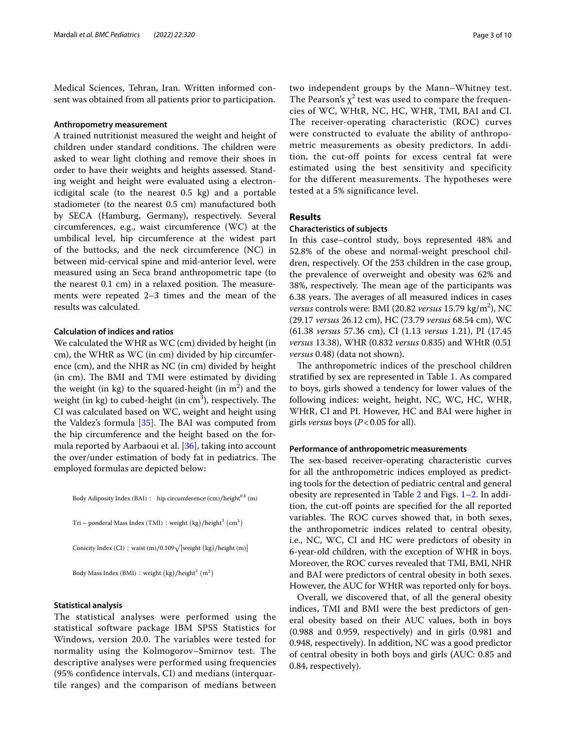Medical Sciences, Tehran, Iran. Written informed consent was obtained from all patients prior to participation.

### Anthropometry measurement

A trained nutritionist measured the weight and height of children under standard conditions. The children were asked to wear light clothing and remove their shoes in order to have their weights and heights assessed. Standing weight and height were evaluated using a electronicdigital scale (to the nearest 0.5 kg) and a portable stadiometer (to the nearest 0.5 cm) manufactured both by SECA (Hamburg, Germany), respectively. Several circumferences, e.g., waist circumference (WC) at the umbilical level, hip circumference at the widest part of the buttocks, and the neck circumference (NC) in between mid-cervical spine and mid-anterior level, were measured using an Seca brand anthropometric tape (to the nearest 0.1 cm) in a relaxed position. The measurements were repeated 2–3 times and the mean of the results was calculated.

### Calculation of indices and ratios

We calculated the WHR as WC (cm) divided by height (in cm), the WHtR as WC (in cm) divided by hip circumference (cm), and the NHR as NC (in cm) divided by height (in cm). The BMI and TMI were estimated by dividing the weight (in kg) to the squared-height (in $m^2$) and the weight (in kg) to cubed-height (in $cm^3$), respectively. The CI was calculated based on WC, weight and height using the Valdez's formula [35]. The BAI was computed from the hip circumference and the height based on the formula reported by Aarbaoui et al. [36], taking into account the over/under estimation of body fat in pediatrics. The employed formulas are depicted below:

$$\text{Body Adiposity Index (BAI)}: \quad \text{hip circumference (cm)}/\text{height}^{0.8}\ (\text{m})$$

$$\text{Tri}-\text{ponderal Mass Index (TMI)}: \text{weight (kg)}/\text{height}^3\ (\text{cm}^3)$$

$$\text{Conicity Index (CI)}: \text{waist (m)}/0.109\sqrt{[\text{weight (kg)}/\text{height (m)}]}$$

$$\text{Body Mass Index (BMI)}: \text{weight (kg)}/\text{height}^2\ (\text{m}^2)$$

### Statistical analysis

The statistical analyses were performed using the statistical software package IBM SPSS Statistics for Windows, version 20.0. The variables were tested for normality using the Kolmogorov–Smirnov test. The descriptive analyses were performed using frequencies (95% confidence intervals, CI) and medians (interquartile ranges) and the comparison of medians between two independent groups by the Mann–Whitney test. The Pearson's $\chi^2$ test was used to compare the frequencies of WC, WHtR, NC, HC, WHR, TMI, BAI and CI. The receiver-operating characteristic (ROC) curves were constructed to evaluate the ability of anthropometric measurements as obesity predictors. In addition, the cut-off points for excess central fat were estimated using the best sensitivity and specificity for the different measurements. The hypotheses were tested at a 5% significance level.

## Results

### Characteristics of subjects

In this case–control study, boys represented 48% and 52.8% of the obese and normal-weight preschool children, respectively. Of the 253 children in the case group, the prevalence of overweight and obesity was 62% and 38%, respectively. The mean age of the participants was 6.38 years. The averages of all measured indices in cases *versus* controls were: BMI (20.82 *versus* 15.79 kg/$m^2$), NC (29.17 *versus* 26.12 cm), HC (73.79 *versus* 68.54 cm), WC (61.38 *versus* 57.36 cm), CI (1.13 *versus* 1.21), PI (17.45 *versus* 13.38), WHR (0.832 *versus* 0.835) and WHtR (0.51 *versus* 0.48) (data not shown).

The anthropometric indices of the preschool children stratified by sex are represented in Table 1. As compared to boys, girls showed a tendency for lower values of the following indices: weight, height, NC, WC, HC, WHR, WHtR, CI and PI. However, HC and BAI were higher in girls *versus* boys ($P<0.05$ for all).

### Performance of anthropometric measurements

The sex-based receiver-operating characteristic curves for all the anthropometric indices employed as predicting tools for the detection of pediatric central and general obesity are represented in Table 2 and Figs. 1–2. In addition, the cut-off points are specified for the all reported variables. The ROC curves showed that, in both sexes, the anthropometric indices related to central obesity, i.e., NC, WC, CI and HC were predictors of obesity in 6-year-old children, with the exception of WHR in boys. Moreover, the ROC curves revealed that TMI, BMI, NHR and BAI were predictors of central obesity in both sexes. However, the AUC for WHtR was reported only for boys.

Overall, we discovered that, of all the general obesity indices, TMI and BMI were the best predictors of general obesity based on their AUC values, both in boys (0.988 and 0.959, respectively) and in girls (0.981 and 0.948, respectively). In addition, NC was a good predictor of central obesity in both boys and girls (AUC: 0.85 and 0.84, respectively).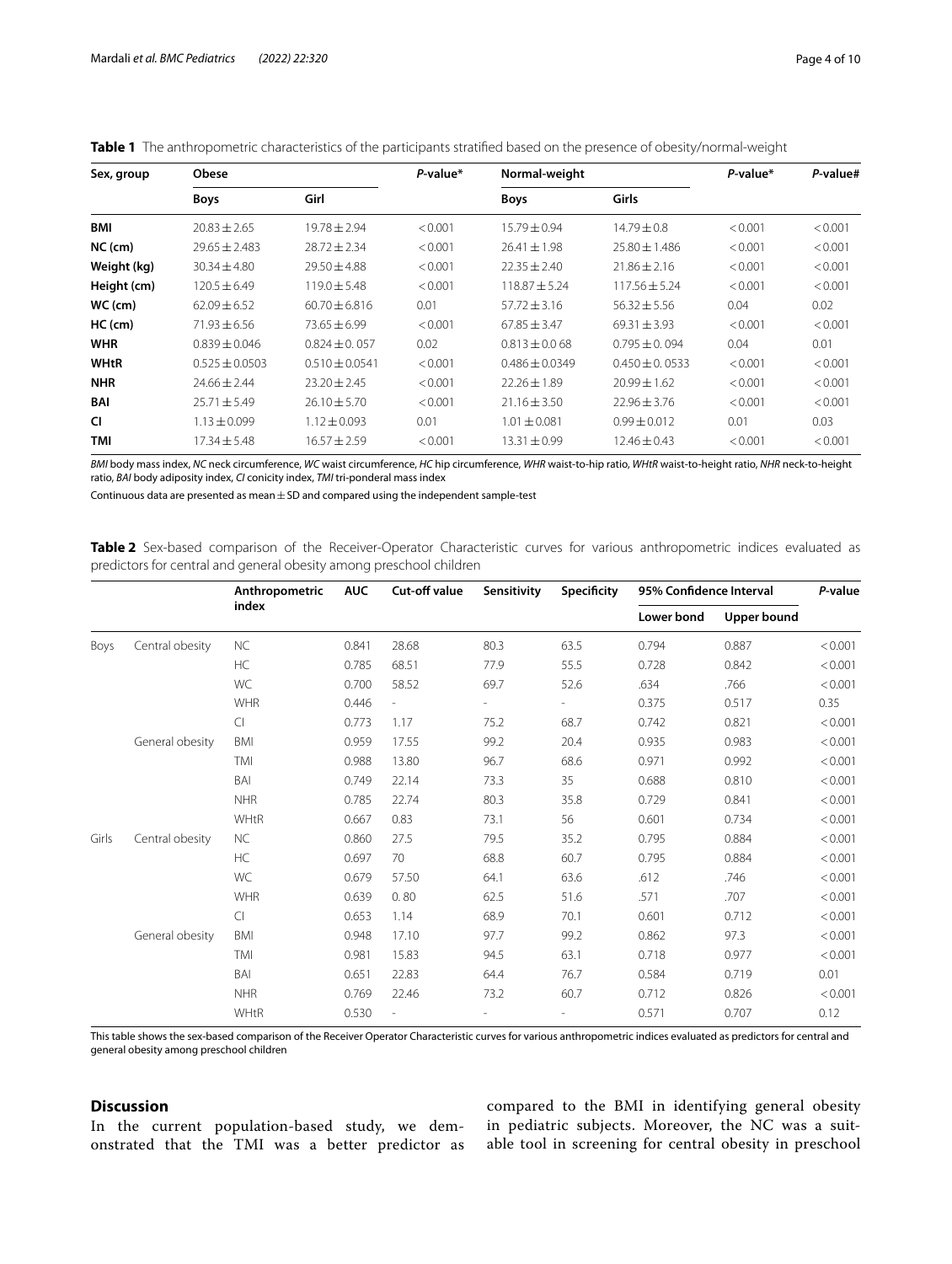**Table 1** The anthropometric characteristics of the participants stratified based on the presence of obesity/normal-weight

| Sex, group | Obese | | *P*-value* | Normal-weight | | *P*-value* | *P*-value# |
|---|---|---|---|---|---|---|---|
| | **Boys** | **Girl** | | **Boys** | **Girls** | | |
| **BMI** | 20.83 ± 2.65 | 19.78 ± 2.94 | < 0.001 | 15.79 ± 0.94 | 14.79 ± 0.8 | < 0.001 | < 0.001 |
| **NC (cm)** | 29.65 ± 2.483 | 28.72 ± 2.34 | < 0.001 | 26.41 ± 1.98 | 25.80 ± 1.486 | < 0.001 | < 0.001 |
| **Weight (kg)** | 30.34 ± 4.80 | 29.50 ± 4.88 | < 0.001 | 22.35 ± 2.40 | 21.86 ± 2.16 | < 0.001 | < 0.001 |
| **Height (cm)** | 120.5 ± 6.49 | 119.0 ± 5.48 | < 0.001 | 118.87 ± 5.24 | 117.56 ± 5.24 | < 0.001 | < 0.001 |
| **WC (cm)** | 62.09 ± 6.52 | 60.70 ± 6.816 | 0.01 | 57.72 ± 3.16 | 56.32 ± 5.56 | 0.04 | 0.02 |
| **HC (cm)** | 71.93 ± 6.56 | 73.65 ± 6.99 | < 0.001 | 67.85 ± 3.47 | 69.31 ± 3.93 | < 0.001 | < 0.001 |
| **WHR** | 0.839 ± 0.046 | 0.824 ± 0. 057 | 0.02 | 0.813 ± 0.0 68 | 0.795 ± 0. 094 | 0.04 | 0.01 |
| **WHtR** | 0.525 ± 0.0503 | 0.510 ± 0.0541 | < 0.001 | 0.486 ± 0.0349 | 0.450 ± 0. 0533 | < 0.001 | < 0.001 |
| **NHR** | 24.66 ± 2.44 | 23.20 ± 2.45 | < 0.001 | 22.26 ± 1.89 | 20.99 ± 1.62 | < 0.001 | < 0.001 |
| **BAI** | 25.71 ± 5.49 | 26.10 ± 5.70 | < 0.001 | 21.16 ± 3.50 | 22.96 ± 3.76 | < 0.001 | < 0.001 |
| **CI** | 1.13 ± 0.099 | 1.12 ± 0.093 | 0.01 | 1.01 ± 0.081 | 0.99 ± 0.012 | 0.01 | 0.03 |
| **TMI** | 17.34 ± 5.48 | 16.57 ± 2.59 | < 0.001 | 13.31 ± 0.99 | 12.46 ± 0.43 | < 0.001 | < 0.001 |

*BMI* body mass index, *NC* neck circumference, *WC* waist circumference, *HC* hip circumference, *WHR* waist-to-hip ratio, *WHtR* waist-to-height ratio, *NHR* neck-to-height ratio, *BAI* body adiposity index, *CI* conicity index, *TMI* tri-ponderal mass index

Continuous data are presented as mean ± SD and compared using the independent sample-test

**Table 2** Sex-based comparison of the Receiver-Operator Characteristic curves for various anthropometric indices evaluated as predictors for central and general obesity among preschool children

| | | Anthropometric index | AUC | Cut-off value | Sensitivity | Specificity | 95% Confidence Interval | | P-value |
|---|---|---|---|---|---|---|---|---|---|
| | | | | | | | Lower bond | Upper bound | |
| Boys | Central obesity | NC | 0.841 | 28.68 | 80.3 | 63.5 | 0.794 | 0.887 | < 0.001 |
| | | HC | 0.785 | 68.51 | 77.9 | 55.5 | 0.728 | 0.842 | < 0.001 |
| | | WC | 0.700 | 58.52 | 69.7 | 52.6 | .634 | .766 | < 0.001 |
| | | WHR | 0.446 | - | - | - | 0.375 | 0.517 | 0.35 |
| | | CI | 0.773 | 1.17 | 75.2 | 68.7 | 0.742 | 0.821 | < 0.001 |
| | General obesity | BMI | 0.959 | 17.55 | 99.2 | 20.4 | 0.935 | 0.983 | < 0.001 |
| | | TMI | 0.988 | 13.80 | 96.7 | 68.6 | 0.971 | 0.992 | < 0.001 |
| | | BAI | 0.749 | 22.14 | 73.3 | 35 | 0.688 | 0.810 | < 0.001 |
| | | NHR | 0.785 | 22.74 | 80.3 | 35.8 | 0.729 | 0.841 | < 0.001 |
| | | WHtR | 0.667 | 0.83 | 73.1 | 56 | 0.601 | 0.734 | < 0.001 |
| Girls | Central obesity | NC | 0.860 | 27.5 | 79.5 | 35.2 | 0.795 | 0.884 | < 0.001 |
| | | HC | 0.697 | 70 | 68.8 | 60.7 | 0.795 | 0.884 | < 0.001 |
| | | WC | 0.679 | 57.50 | 64.1 | 63.6 | .612 | .746 | < 0.001 |
| | | WHR | 0.639 | 0. 80 | 62.5 | 51.6 | .571 | .707 | < 0.001 |
| | | CI | 0.653 | 1.14 | 68.9 | 70.1 | 0.601 | 0.712 | < 0.001 |
| | General obesity | BMI | 0.948 | 17.10 | 97.7 | 99.2 | 0.862 | 97.3 | < 0.001 |
| | | TMI | 0.981 | 15.83 | 94.5 | 63.1 | 0.718 | 0.977 | < 0.001 |
| | | BAI | 0.651 | 22.83 | 64.4 | 76.7 | 0.584 | 0.719 | 0.01 |
| | | NHR | 0.769 | 22.46 | 73.2 | 60.7 | 0.712 | 0.826 | < 0.001 |
| | | WHtR | 0.530 | - | - | - | 0.571 | 0.707 | 0.12 |

This table shows the sex-based comparison of the Receiver Operator Characteristic curves for various anthropometric indices evaluated as predictors for central and general obesity among preschool children

## Discussion

In the current population-based study, we demonstrated that the TMI was a better predictor as compared to the BMI in identifying general obesity in pediatric subjects. Moreover, the NC was a suitable tool in screening for central obesity in preschool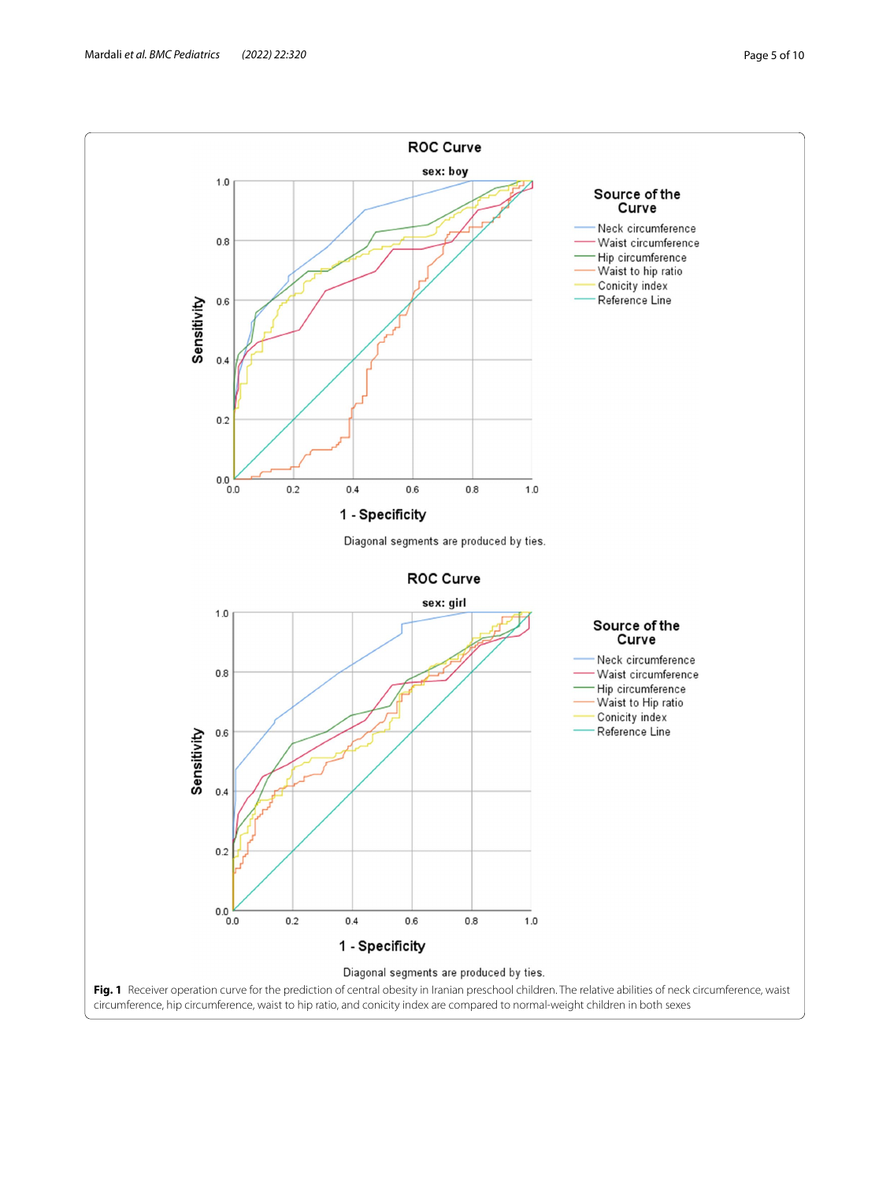**Fig. 1** Receiver operation curve for the prediction of central obesity in Iranian preschool children. The relative abilities of neck circumference, waist circumference, hip circumference, waist to hip ratio, and conicity index are compared to normal-weight children in both sexes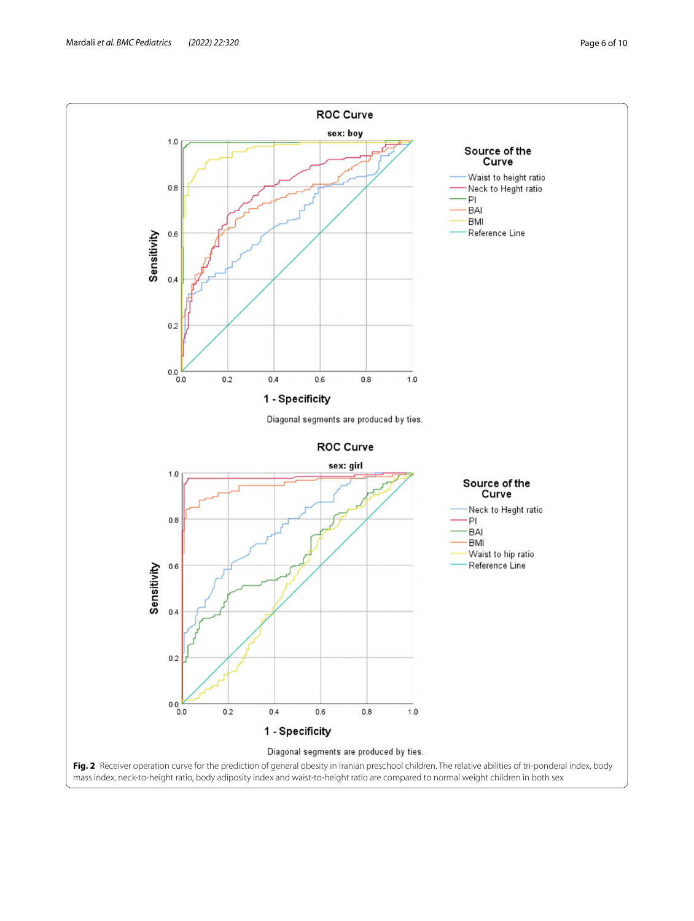**Fig. 2** Receiver operation curve for the prediction of general obesity in Iranian preschool children. The relative abilities of tri-ponderal index, body mass index, neck-to-height ratio, body adiposity index and waist-to-height ratio are compared to normal weight children in both sex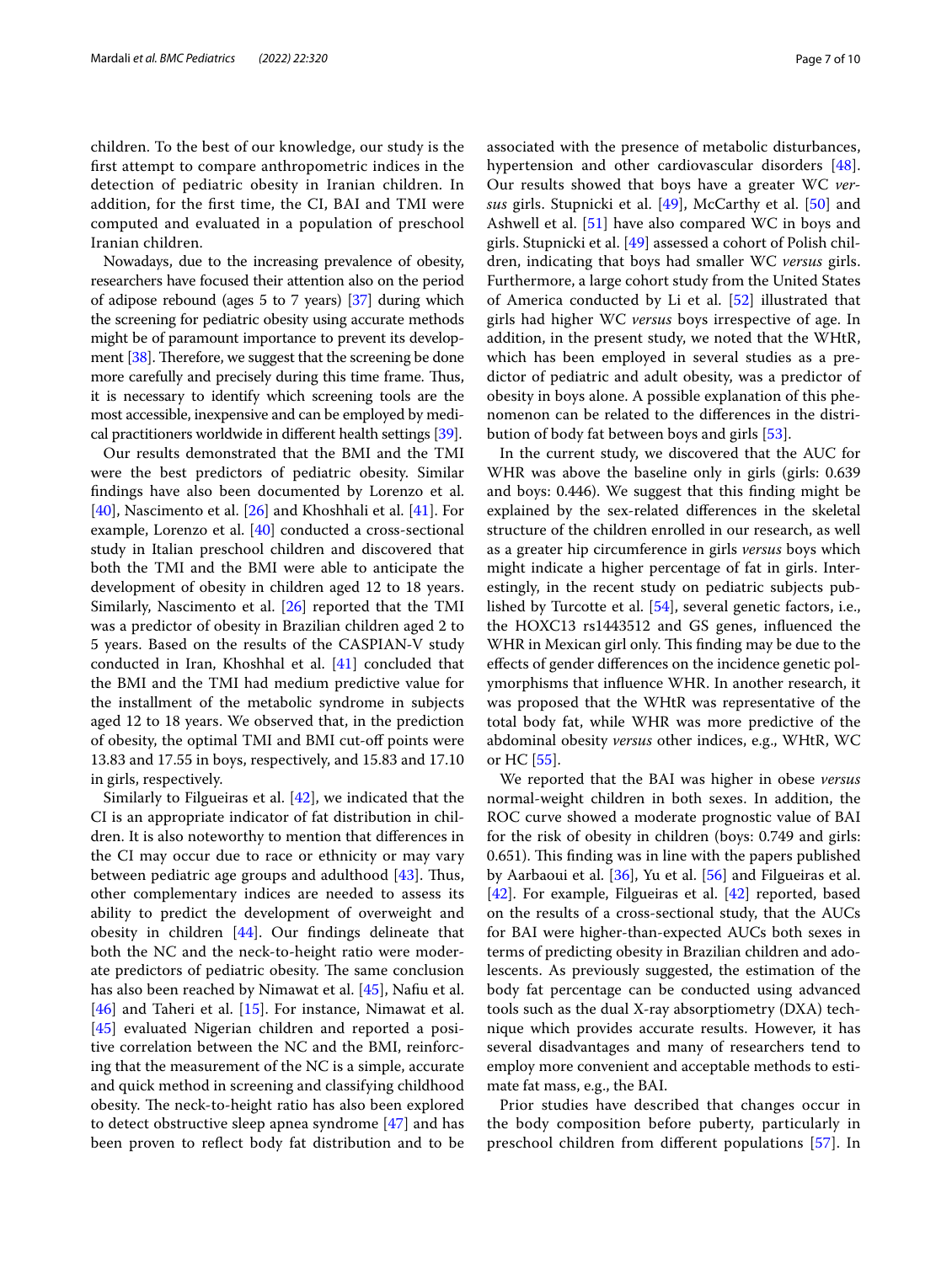children. To the best of our knowledge, our study is the first attempt to compare anthropometric indices in the detection of pediatric obesity in Iranian children. In addition, for the first time, the CI, BAI and TMI were computed and evaluated in a population of preschool Iranian children.

Nowadays, due to the increasing prevalence of obesity, researchers have focused their attention also on the period of adipose rebound (ages 5 to 7 years) [37] during which the screening for pediatric obesity using accurate methods might be of paramount importance to prevent its development [38]. Therefore, we suggest that the screening be done more carefully and precisely during this time frame. Thus, it is necessary to identify which screening tools are the most accessible, inexpensive and can be employed by medical practitioners worldwide in different health settings [39].

Our results demonstrated that the BMI and the TMI were the best predictors of pediatric obesity. Similar findings have also been documented by Lorenzo et al. [40], Nascimento et al. [26] and Khoshhali et al. [41]. For example, Lorenzo et al. [40] conducted a cross-sectional study in Italian preschool children and discovered that both the TMI and the BMI were able to anticipate the development of obesity in children aged 12 to 18 years. Similarly, Nascimento et al. [26] reported that the TMI was a predictor of obesity in Brazilian children aged 2 to 5 years. Based on the results of the CASPIAN-V study conducted in Iran, Khoshhal et al. [41] concluded that the BMI and the TMI had medium predictive value for the installment of the metabolic syndrome in subjects aged 12 to 18 years. We observed that, in the prediction of obesity, the optimal TMI and BMI cut-off points were 13.83 and 17.55 in boys, respectively, and 15.83 and 17.10 in girls, respectively.

Similarly to Filgueiras et al. [42], we indicated that the CI is an appropriate indicator of fat distribution in children. It is also noteworthy to mention that differences in the CI may occur due to race or ethnicity or may vary between pediatric age groups and adulthood [43]. Thus, other complementary indices are needed to assess its ability to predict the development of overweight and obesity in children [44]. Our findings delineate that both the NC and the neck-to-height ratio were moderate predictors of pediatric obesity. The same conclusion has also been reached by Nimawat et al. [45], Nafiu et al. [46] and Taheri et al. [15]. For instance, Nimawat et al. [45] evaluated Nigerian children and reported a positive correlation between the NC and the BMI, reinforcing that the measurement of the NC is a simple, accurate and quick method in screening and classifying childhood obesity. The neck-to-height ratio has also been explored to detect obstructive sleep apnea syndrome [47] and has been proven to reflect body fat distribution and to be associated with the presence of metabolic disturbances, hypertension and other cardiovascular disorders [48]. Our results showed that boys have a greater WC *versus* girls. Stupnicki et al. [49], McCarthy et al. [50] and Ashwell et al. [51] have also compared WC in boys and girls. Stupnicki et al. [49] assessed a cohort of Polish children, indicating that boys had smaller WC *versus* girls. Furthermore, a large cohort study from the United States of America conducted by Li et al. [52] illustrated that girls had higher WC *versus* boys irrespective of age. In addition, in the present study, we noted that the WHtR, which has been employed in several studies as a predictor of pediatric and adult obesity, was a predictor of obesity in boys alone. A possible explanation of this phenomenon can be related to the differences in the distribution of body fat between boys and girls [53].

In the current study, we discovered that the AUC for WHR was above the baseline only in girls (girls: 0.639 and boys: 0.446). We suggest that this finding might be explained by the sex-related differences in the skeletal structure of the children enrolled in our research, as well as a greater hip circumference in girls *versus* boys which might indicate a higher percentage of fat in girls. Interestingly, in the recent study on pediatric subjects published by Turcotte et al. [54], several genetic factors, i.e., the HOXC13 rs1443512 and GS genes, influenced the WHR in Mexican girl only. This finding may be due to the effects of gender differences on the incidence genetic polymorphisms that influence WHR. In another research, it was proposed that the WHtR was representative of the total body fat, while WHR was more predictive of the abdominal obesity *versus* other indices, e.g., WHtR, WC or HC [55].

We reported that the BAI was higher in obese *versus* normal-weight children in both sexes. In addition, the ROC curve showed a moderate prognostic value of BAI for the risk of obesity in children (boys: 0.749 and girls: 0.651). This finding was in line with the papers published by Aarbaoui et al. [36], Yu et al. [56] and Filgueiras et al. [42]. For example, Filgueiras et al. [42] reported, based on the results of a cross-sectional study, that the AUCs for BAI were higher-than-expected AUCs both sexes in terms of predicting obesity in Brazilian children and adolescents. As previously suggested, the estimation of the body fat percentage can be conducted using advanced tools such as the dual X-ray absorptiometry (DXA) technique which provides accurate results. However, it has several disadvantages and many of researchers tend to employ more convenient and acceptable methods to estimate fat mass, e.g., the BAI.

Prior studies have described that changes occur in the body composition before puberty, particularly in preschool children from different populations [57]. In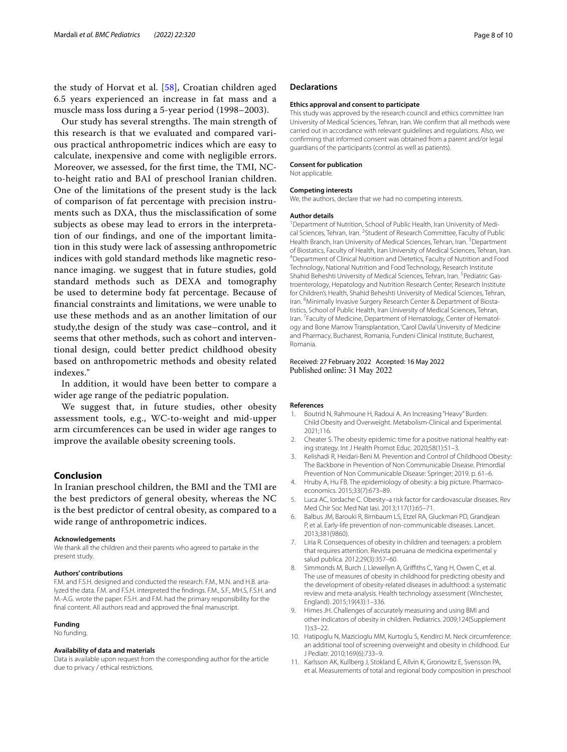the study of Horvat et al. [58], Croatian children aged 6.5 years experienced an increase in fat mass and a muscle mass loss during a 5-year period (1998–2003).

Our study has several strengths. The main strength of this research is that we evaluated and compared various practical anthropometric indices which are easy to calculate, inexpensive and come with negligible errors. Moreover, we assessed, for the first time, the TMI, NC-to-height ratio and BAI of preschool Iranian children. One of the limitations of the present study is the lack of comparison of fat percentage with precision instruments such as DXA, thus the misclassification of some subjects as obese may lead to errors in the interpretation of our findings, and one of the important limitation in this study were lack of assessing anthropometric indices with gold standard methods like magnetic resonance imaging. we suggest that in future studies, gold standard methods such as DEXA and tomography be used to determine body fat percentage. Because of financial constraints and limitations, we were unable to use these methods and as an another limitation of our study,the design of the study was case–control, and it seems that other methods, such as cohort and interventional design, could better predict childhood obesity based on anthropometric methods and obesity related indexes."

In addition, it would have been better to compare a wider age range of the pediatric population.

We suggest that, in future studies, other obesity assessment tools, e.g., WC-to-weight and mid-upper arm circumferences can be used in wider age ranges to improve the available obesity screening tools.

## Conclusion

In Iranian preschool children, the BMI and the TMI are the best predictors of general obesity, whereas the NC is the best predictor of central obesity, as compared to a wide range of anthropometric indices.

### Acknowledgements

We thank all the children and their parents who agreed to partake in the present study.

### Authors' contributions

F.M. and F.S.H. designed and conducted the research. F.M., M.N. and H.B. analyzed the data. F.M. and F.S.H. interpreted the findings. F.M., S.F., MH.S, F.S.H. and M.-A.G. wrote the paper. F.S.H. and F.M. had the primary responsibility for the final content. All authors read and approved the final manuscript.

### Funding

No funding.

### Availability of data and materials

Data is available upon request from the corresponding author for the article due to privacy / ethical restrictions.

## Declarations

### Ethics approval and consent to participate

This study was approved by the research council and ethics committee Iran University of Medical Sciences, Tehran, Iran. We confirm that all methods were carried out in accordance with relevant guidelines and regulations. Also, we confirming that informed consent was obtained from a parent and/or legal guardians of the participants (control as well as patients).

### Consent for publication

Not applicable.

### Competing interests

We, the authors, declare that we had no competing interests.

### Author details

[1]Department of Nutrition, School of Public Health, Iran University of Medical Sciences, Tehran, Iran. [2]Student of Research Committee, Faculty of Public Health Branch, Iran University of Medical Sciences, Tehran, Iran. [3]Department of Biostatics, Faculty of Health, Iran University of Medical Sciences, Tehran, Iran. [4]Department of Clinical Nutrition and Dietetics, Faculty of Nutrition and Food Technology, National Nutrition and Food Technology, Research Institute Shahid Beheshti University of Medical Sciences, Tehran, Iran. [5]Pediatric Gastroenterology, Hepatology and Nutrition Research Center, Research Institute for Children's Health, Shahid Beheshti University of Medical Sciences, Tehran, Iran. [6]Minimally Invasive Surgery Research Center & Department of Biostatistics, School of Public Health, Iran University of Medical Sciences, Tehran, Iran. [7]Faculty of Medicine, Department of Hematology, Center of Hematology and Bone Marrow Transplantation, 'Carol Davila' University of Medicine and Pharmacy, Bucharest, Romania, Fundeni Clinical Institute, Bucharest, Romania.

Received: 27 February 2022 Accepted: 16 May 2022
Published online: 31 May 2022

## References

1. Boutrid N, Rahmoune H, Radoui A. An Increasing "Heavy" Burden: Child Obesity and Overweight. Metabolism-Clinical and Experimental. 2021;116.
2. Cheater S. The obesity epidemic: time for a positive national healthy eating strategy. Int J Health Promot Educ. 2020;58(1):51–3.
3. Kelishadi R, Heidari-Beni M. Prevention and Control of Childhood Obesity: The Backbone in Prevention of Non Communicable Disease. Primordial Prevention of Non Communicable Disease: Springer; 2019. p. 61–6.
4. Hruby A, Hu FB. The epidemiology of obesity: a big picture. Pharmacoeconomics. 2015;33(7):673–89.
5. Luca AC, Iordache C. Obesity–a risk factor for cardiovascular diseases. Rev Med Chir Soc Med Nat Iasi. 2013;117(1):65–71.
6. Balbus JM, Barouki R, Birnbaum LS, Etzel RA, Gluckman PD, Grandjean P, et al. Early-life prevention of non-communicable diseases. Lancet. 2013;381(9860).
7. Liria R. Consequences of obesity in children and teenagers: a problem that requires attention. Revista peruana de medicina experimental y salud publica. 2012;29(3):357–60.
8. Simmonds M, Burch J, Llewellyn A, Griffiths C, Yang H, Owen C, et al. The use of measures of obesity in childhood for predicting obesity and the development of obesity-related diseases in adulthood: a systematic review and meta-analysis. Health technology assessment (Winchester, England). 2015;19(43):1–336.
9. Himes JH. Challenges of accurately measuring and using BMI and other indicators of obesity in children. Pediatrics. 2009;124(Supplement 1):s3–22.
10. Hatipoglu N, Mazicioglu MM, Kurtoglu S, Kendirci M. Neck circumference: an additional tool of screening overweight and obesity in childhood. Eur J Pediatr. 2010;169(6):733–9.
11. Karlsson AK, Kullberg J, Stokland E, Allvin K, Gronowitz E, Svensson PA, et al. Measurements of total and regional body composition in preschool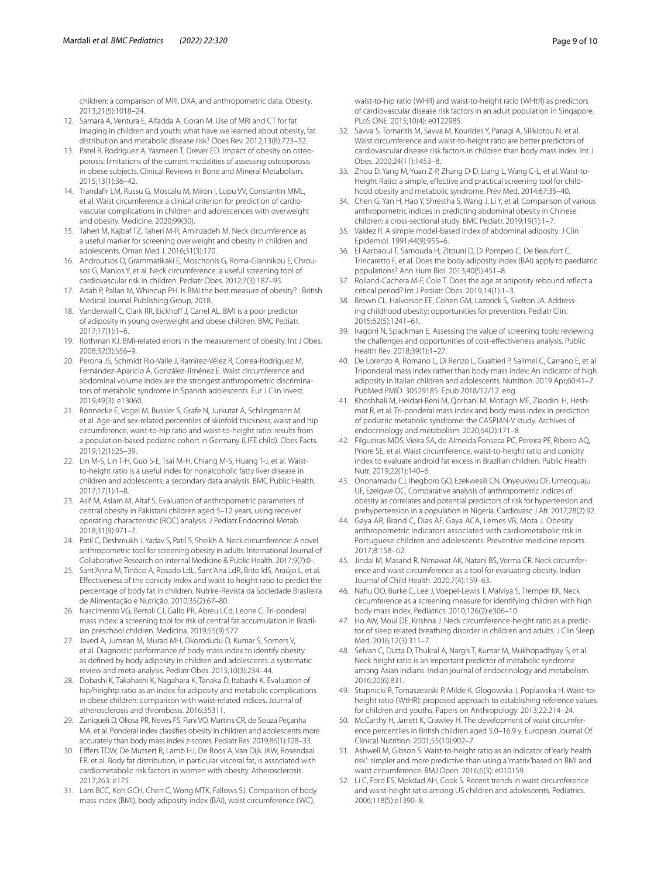children: a comparison of MRI, DXA, and anthropometric data. Obesity. 2013;21(5):1018–24.

12. Samara A, Ventura E, Alfadda A, Goran M. Use of MRI and CT for fat imaging in children and youth: what have we learned about obesity, fat distribution and metabolic disease risk? Obes Rev. 2012;13(8):723–32.
13. Patel R, Rodriguez A, Yasmeen T, Drever ED. Impact of obesity on osteoporosis: limitations of the current modalities of assessing osteoporosis in obese subjects. Clinical Reviews in Bone and Mineral Metabolism. 2015;13(1):36–42.
14. Trandafir LM, Russu G, Moscalu M, Miron I, Lupu VV, Constantin MML, et al. Waist circumference a clinical criterion for prediction of cardiovascular complications in children and adolescences with overweight and obesity. Medicine. 2020;99(30).
15. Taheri M, Kajbaf TZ, Taheri M-R, Aminzadeh M. Neck circumference as a useful marker for screening overweight and obesity in children and adolescents. Oman Med J. 2016;31(3):170.
16. Androutsos O, Grammatikaki E, Moschonis G, Roma-Giannikou E, Chrousos G, Manios Y, et al. Neck circumference: a useful screening tool of cardiovascular risk in children. Pediatr Obes. 2012;7(3):187–95.
17. Adab P, Pallan M, Whincup PH. Is BMI the best measure of obesity? : British Medical Journal Publishing Group; 2018.
18. Vanderwall C, Clark RR, Eickhoff J, Carrel AL. BMI is a poor predictor of adiposity in young overweight and obese children. BMC Pediatr. 2017;17(1):1–6.
19. Rothman KJ. BMI-related errors in the measurement of obesity. Int J Obes. 2008;32(3):S56–9.
20. Perona JS, Schmidt Rio-Valle J, Ramírez-Vélez R, Correa-Rodríguez M, Fernández-Aparicio Á, González-Jiménez E. Waist circumference and abdominal volume index are the strongest anthropometric discriminators of metabolic syndrome in Spanish adolescents. Eur J Clin Invest. 2019;49(3): e13060.
21. Rönnecke E, Vogel M, Bussler S, Grafe N, Jurkutat A, Schlingmann M, et al. Age-and sex-related percentiles of skinfold thickness, waist and hip circumference, waist-to-hip ratio and waist-to-height ratio: results from a population-based pediatric cohort in Germany (LIFE child). Obes Facts. 2019;12(1):25–39.
22. Lin M-S, Lin T-H, Guo S-E, Tsai M-H, Chiang M-S, Huang T-J, et al. Waist-to-height ratio is a useful index for nonalcoholic fatty liver disease in children and adolescents: a secondary data analysis. BMC Public Health. 2017;17(1):1–8.
23. Asif M, Aslam M, Altaf S. Evaluation of anthropometric parameters of central obesity in Pakistani children aged 5–12 years, using receiver operating characteristic (ROC) analysis. J Pediatr Endocrinol Metab. 2018;31(9):971–7.
24. Patil C, Deshmukh J, Yadav S, Patil S, Sheikh A. Neck circumference: A novel anthropometric tool for screening obesity in adults. International Journal of Collaborative Research on Internal Medicine & Public Health. 2017;9(7):0-.
25. Sant'Anna M, Tinôco A, Rosado LdL, Sant'Ana LdR, Brito IdS, Araújo L, et al. Effectiveness of the conicity index and waist to height ratio to predict the percentage of body fat in children. Nutrire-Revista da Sociedade Brasileira de Alimentação e Nutrição. 2010;35(2):67–80.
26. Nascimento VG, Bertoli CJ, Gallo PR, Abreu LCd, Leone C. Tri-ponderal mass index: a screening tool for risk of central fat accumulation in Brazilian preschool children. Medicina. 2019;55(9):577.
27. Javed A, Jumean M, Murad MH, Okorodudu D, Kumar S, Somers V, et al. Diagnostic performance of body mass index to identify obesity as defined by body adiposity in children and adolescents: a systematic review and meta-analysis. Pediatr Obes. 2015;10(3):234–44.
28. Dobashi K, Takahashi K, Nagahara K, Tanaka D, Itabashi K. Evaluation of hip/heightp ratio as an index for adiposity and metabolic complications in obese children: comparison with waist-related indices. Journal of atherosclerosis and thrombosis. 2016:35311.
29. Zaniqueli D, Oliosa PR, Neves FS, Pani VO, Martins CR, de Souza Peçanha MA, et al. Ponderal index classifies obesity in children and adolescents more accurately than body mass index z-scores. Pediatr Res. 2019;86(1):128–33.
30. Elffers TDW, De Mutsert R, Lamb HJ, De Roos A, Van Dijk JKW, Rosendaal FR, et al. Body fat distribution, in particular visceral fat, is associated with cardiometabolic risk factors in women with obesity. Atherosclerosis. 2017;263: e175.
31. Lam BCC, Koh GCH, Chen C, Wong MTK, Fallows SJ. Comparison of body mass index (BMI), body adiposity index (BAI), waist circumference (WC), waist-to-hip ratio (WHR) and waist-to-height ratio (WHtR) as predictors of cardiovascular disease risk factors in an adult population in Singapore. PLoS ONE. 2015;10(4): e0122985.
32. Savva S, Tornaritis M, Savva M, Kourides Y, Panagi A, Silikiotou N, et al. Waist circumference and waist-to-height ratio are better predictors of cardiovascular disease risk factors in children than body mass index. Int J Obes. 2000;24(11):1453–8.
33. Zhou D, Yang M, Yuan Z-P, Zhang D-D, Liang L, Wang C-L, et al. Waist-to-Height Ratio: a simple, effective and practical screening tool for childhood obesity and metabolic syndrome. Prev Med. 2014;67:35–40.
34. Chen G, Yan H, Hao Y, Shrestha S, Wang J, Li Y, et al. Comparison of various anthropometric indices in predicting abdominal obesity in Chinese children: a cross-sectional study. BMC Pediatr. 2019;19(1):1–7.
35. Valdez R. A simple model-based index of abdominal adiposity. J Clin Epidemiol. 1991;44(9):955–6.
36. El Aarbaoui T, Samouda H, Zitouni D, Di Pompeo C, De Beaufort C, Trincaretto F, et al. Does the body adiposity index (BAI) apply to paediatric populations? Ann Hum Biol. 2013;40(5):451–8.
37. Rolland-Cachera M-F, Cole T. Does the age at adiposity rebound reflect a critical period? Int J Pediatr Obes. 2019;14(1):1–3.
38. Brown CL, Halvorson EE, Cohen GM, Lazorick S, Skelton JA. Addressing childhood obesity: opportunities for prevention. Pediatr Clin. 2015;62(5):1241–61.
39. Iragorri N, Spackman E. Assessing the value of screening tools: reviewing the challenges and opportunities of cost-effectiveness analysis. Public Health Rev. 2018;39(1):1–27.
40. De Lorenzo A, Romano L, Di Renzo L, Gualtieri P, Salimei C, Carrano E, et al. Triponderal mass index rather than body mass index: An indicator of high adiposity in Italian children and adolescents. Nutrition. 2019 Apr;60:41–7. PubMed PMID: 30529185. Epub 2018/12/12. eng.
41. Khoshhali M, Heidari-Beni M, Qorbani M, Motlagh ME, Ziaodini H, Heshmat R, et al. Tri-ponderal mass index and body mass index in prediction of pediatric metabolic syndrome: the CASPIAN-V study. Archives of endocrinology and metabolism. 2020;64(2):171–8.
42. Filgueiras MDS, Vieira SA, de Almeida Fonseca PC, Pereira PF, Ribeiro AQ, Priore SE, et al. Waist circumference, waist-to-height ratio and conicity index to evaluate android fat excess in Brazilian children. Public Health Nutr. 2019;22(1):140–6.
43. Ononamadu CJ, Ihegboro GO, Ezekwesili CN, Onyeukwu OF, Umeoguaju UF, Ezeigwe OC. Comparative analysis of anthropometric indices of obesity as correlates and potential predictors of risk for hypertension and prehypertension in a population in Nigeria. Cardiovasc J Afr. 2017;28(2):92.
44. Gaya AR, Brand C, Dias AF, Gaya ACA, Lemes VB, Mota J. Obesity anthropometric indicators associated with cardiometabolic risk in Portuguese children and adolescents. Preventive medicine reports. 2017;8:158–62.
45. Jindal M, Masand R, Nimawat AK, Natani BS, Verma CR. Neck circumference and waist circumference as a tool for evaluating obesity. Indian Journal of Child Health. 2020;7(4):159–63.
46. Nafiu OO, Burke C, Lee J, Voepel-Lewis T, Malviya S, Tremper KK. Neck circumference as a screening measure for identifying children with high body mass index. Pediatrics. 2010;126(2):e306–10.
47. Ho AW, Moul DE, Krishna J. Neck circumference-height ratio as a predictor of sleep related breathing disorder in children and adults. J Clin Sleep Med. 2016;12(3):311–7.
48. Selvan C, Dutta D, Thukral A, Nargis T, Kumar M, Mukhopadhyay S, et al. Neck height ratio is an important predictor of metabolic syndrome among Asian Indians. Indian journal of endocrinology and metabolism. 2016;20(6):831.
49. Stupnicki R, Tomaszewski P, Milde K, Glogowska J, Poplawska H. Waist-to-height ratio (WtHR): proposed approach to establishing reference values for children and youths. Papers on Anthropology. 2013;22:214–24.
50. McCarthy H, Jarrett K, Crawley H. The development of waist circumference percentiles in British children aged 5.0–16.9 y. European Journal Of Clinical Nutrition. 2001;55(10):902–7.
51. Ashwell M, Gibson S. Waist-to-height ratio as an indicator of 'early health risk': simpler and more predictive than using a 'matrix' based on BMI and waist circumference. BMJ Open. 2016;6(3): e010159.
52. Li C, Ford ES, Mokdad AH, Cook S. Recent trends in waist circumference and waist-height ratio among US children and adolescents. Pediatrics. 2006;118(5):e1390–8.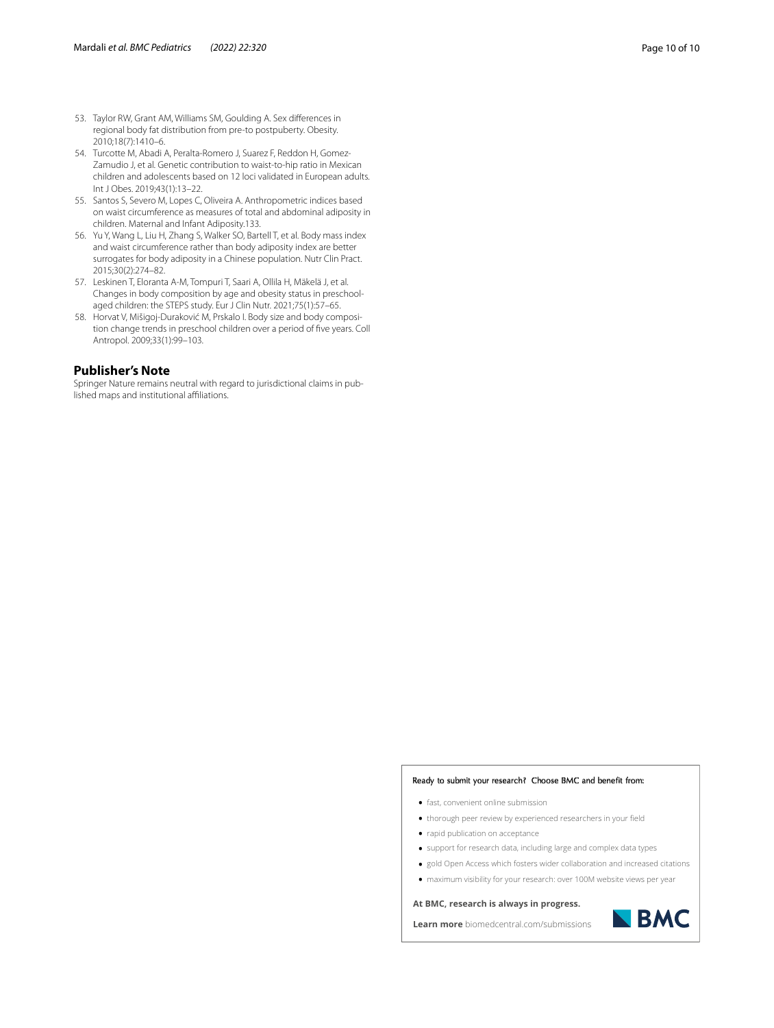53. Taylor RW, Grant AM, Williams SM, Goulding A. Sex differences in regional body fat distribution from pre-to postpuberty. Obesity. 2010;18(7):1410–6.
54. Turcotte M, Abadi A, Peralta-Romero J, Suarez F, Reddon H, Gomez-Zamudio J, et al. Genetic contribution to waist-to-hip ratio in Mexican children and adolescents based on 12 loci validated in European adults. Int J Obes. 2019;43(1):13–22.
55. Santos S, Severo M, Lopes C, Oliveira A. Anthropometric indices based on waist circumference as measures of total and abdominal adiposity in children. Maternal and Infant Adiposity.133.
56. Yu Y, Wang L, Liu H, Zhang S, Walker SO, Bartell T, et al. Body mass index and waist circumference rather than body adiposity index are better surrogates for body adiposity in a Chinese population. Nutr Clin Pract. 2015;30(2):274–82.
57. Leskinen T, Eloranta A-M, Tompuri T, Saari A, Ollila H, Mäkelä J, et al. Changes in body composition by age and obesity status in preschool-aged children: the STEPS study. Eur J Clin Nutr. 2021;75(1):57–65.
58. Horvat V, Mišigoj-Duraković M, Prskalo I. Body size and body composition change trends in preschool children over a period of five years. Coll Antropol. 2009;33(1):99–103.

## Publisher's Note

Springer Nature remains neutral with regard to jurisdictional claims in published maps and institutional affiliations.

Ready to submit your research? Choose BMC and benefit from:

- fast, convenient online submission
- thorough peer review by experienced researchers in your field
- rapid publication on acceptance
- support for research data, including large and complex data types
- gold Open Access which fosters wider collaboration and increased citations
- maximum visibility for your research: over 100M website views per year

**At BMC, research is always in progress.**

**Learn more** biomedcentral.com/submissions

BMC